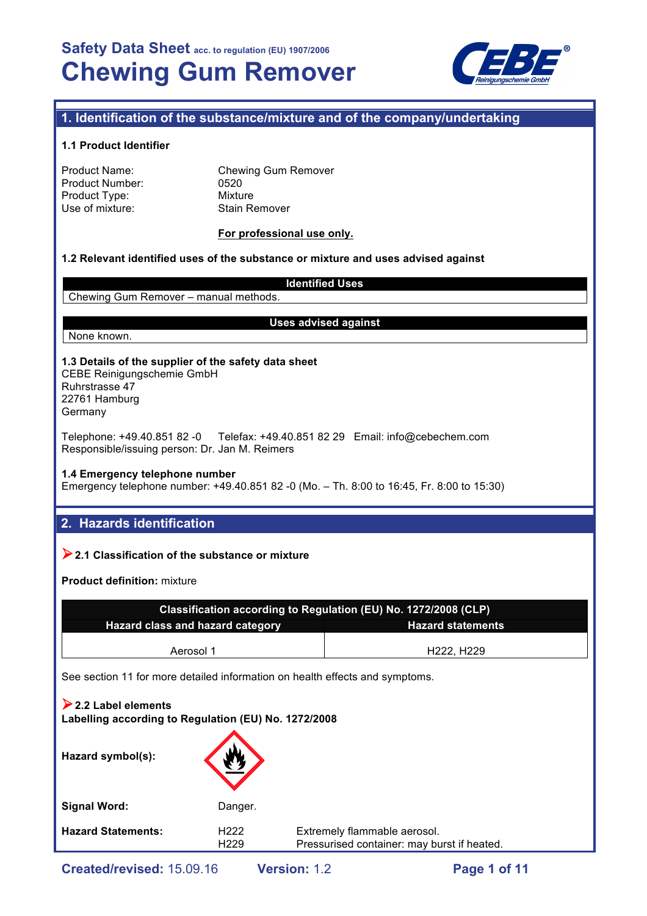Safety Data Sheet acc. to regulation (EU) 1907/2006

# Chewing Gum Remover

## 1. Identification of the substance/mixture and of the company/undertaking

### 1.1 Product Identifier

Product Name: Chewing Gum Remover
Product Number: 0520
Product Type: Mixture
Use of mixture: Stain Remover

**For professional use only.**

### 1.2 Relevant identified uses of the substance or mixture and uses advised against

| Identified Uses |
|---|
| Chewing Gum Remover – manual methods. |

| Uses advised against |
|---|
| None known. |

### 1.3 Details of the supplier of the safety data sheet

CEBE Reinigungschemie GmbH
Ruhrstrasse 47
22761 Hamburg
Germany

Telephone: +49.40.851 82 -0 Telefax: +49.40.851 82 29 Email: info@cebechem.com
Responsible/issuing person: Dr. Jan M. Reimers

### 1.4 Emergency telephone number

Emergency telephone number: +49.40.851 82 -0 (Mo. – Th. 8:00 to 16:45, Fr. 8:00 to 15:30)

## 2. Hazards identification

### 2.1 Classification of the substance or mixture

**Product definition:** mixture

| Classification according to Regulation (EU) No. 1272/2008 (CLP) | |
|---|---|
| **Hazard class and hazard category** | **Hazard statements** |
| Aerosol 1 | H222, H229 |

See section 11 for more detailed information on health effects and symptoms.

### 2.2 Label elements

**Labelling according to Regulation (EU) No. 1272/2008**

**Hazard symbol(s):**

**Signal Word:** Danger.

**Hazard Statements:**

| | |
|---|---|
| H222 | Extremely flammable aerosol. |
| H229 | Pressurised container: may burst if heated. |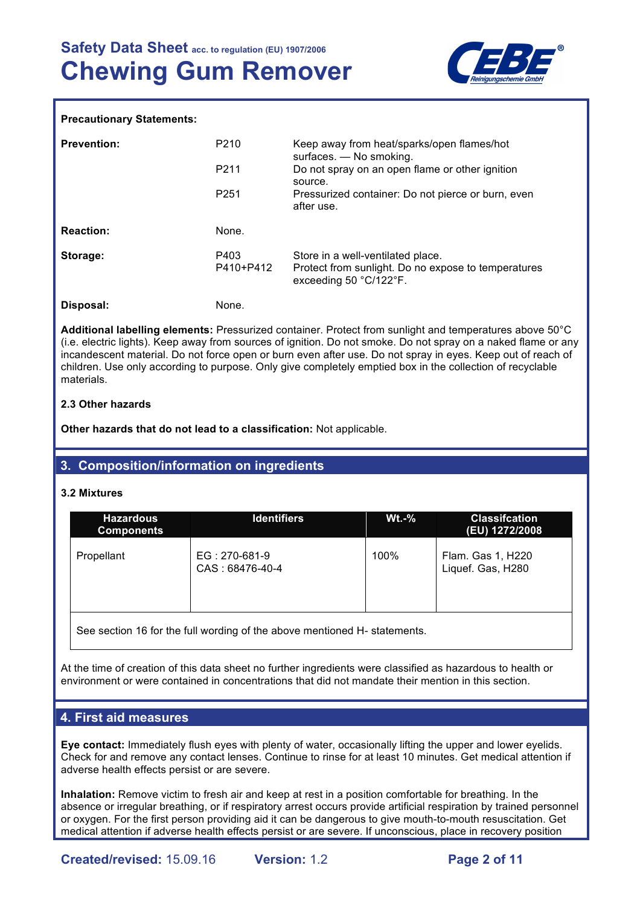**Precautionary Statements:**

| | | |
|---|---|---|
| **Prevention:** | P210 | Keep away from heat/sparks/open flames/hot surfaces. — No smoking. |
| | P211 | Do not spray on an open flame or other ignition source. |
| | P251 | Pressurized container: Do not pierce or burn, even after use. |
| **Reaction:** | None. | |
| **Storage:** | P403 | Store in a well-ventilated place. |
| | P410+P412 | Protect from sunlight. Do no expose to temperatures exceeding 50 °C/122°F. |
| **Disposal:** | None. | |

**Additional labelling elements:** Pressurized container. Protect from sunlight and temperatures above 50°C (i.e. electric lights). Keep away from sources of ignition. Do not smoke. Do not spray on a naked flame or any incandescent material. Do not force open or burn even after use. Do not spray in eyes. Keep out of reach of children. Use only according to purpose. Only give completely emptied box in the collection of recyclable materials.

**2.3 Other hazards**

**Other hazards that do not lead to a classification:** Not applicable.

## 3. Composition/information on ingredients

**3.2 Mixtures**

| Hazardous Components | Identifiers | Wt.-% | Classifcation (EU) 1272/2008 |
|---|---|---|---|
| Propellant | EG : 270-681-9<br>CAS : 68476-40-4 | 100% | Flam. Gas 1, H220<br>Liquef. Gas, H280 |
| See section 16 for the full wording of the above mentioned H- statements. | | | |

At the time of creation of this data sheet no further ingredients were classified as hazardous to health or environment or were contained in concentrations that did not mandate their mention in this section.

## 4. First aid measures

**Eye contact:** Immediately flush eyes with plenty of water, occasionally lifting the upper and lower eyelids. Check for and remove any contact lenses. Continue to rinse for at least 10 minutes. Get medical attention if adverse health effects persist or are severe.

**Inhalation:** Remove victim to fresh air and keep at rest in a position comfortable for breathing. In the absence or irregular breathing, or if respiratory arrest occurs provide artificial respiration by trained personnel or oxygen. For the first person providing aid it can be dangerous to give mouth-to-mouth resuscitation. Get medical attention if adverse health effects persist or are severe. If unconscious, place in recovery position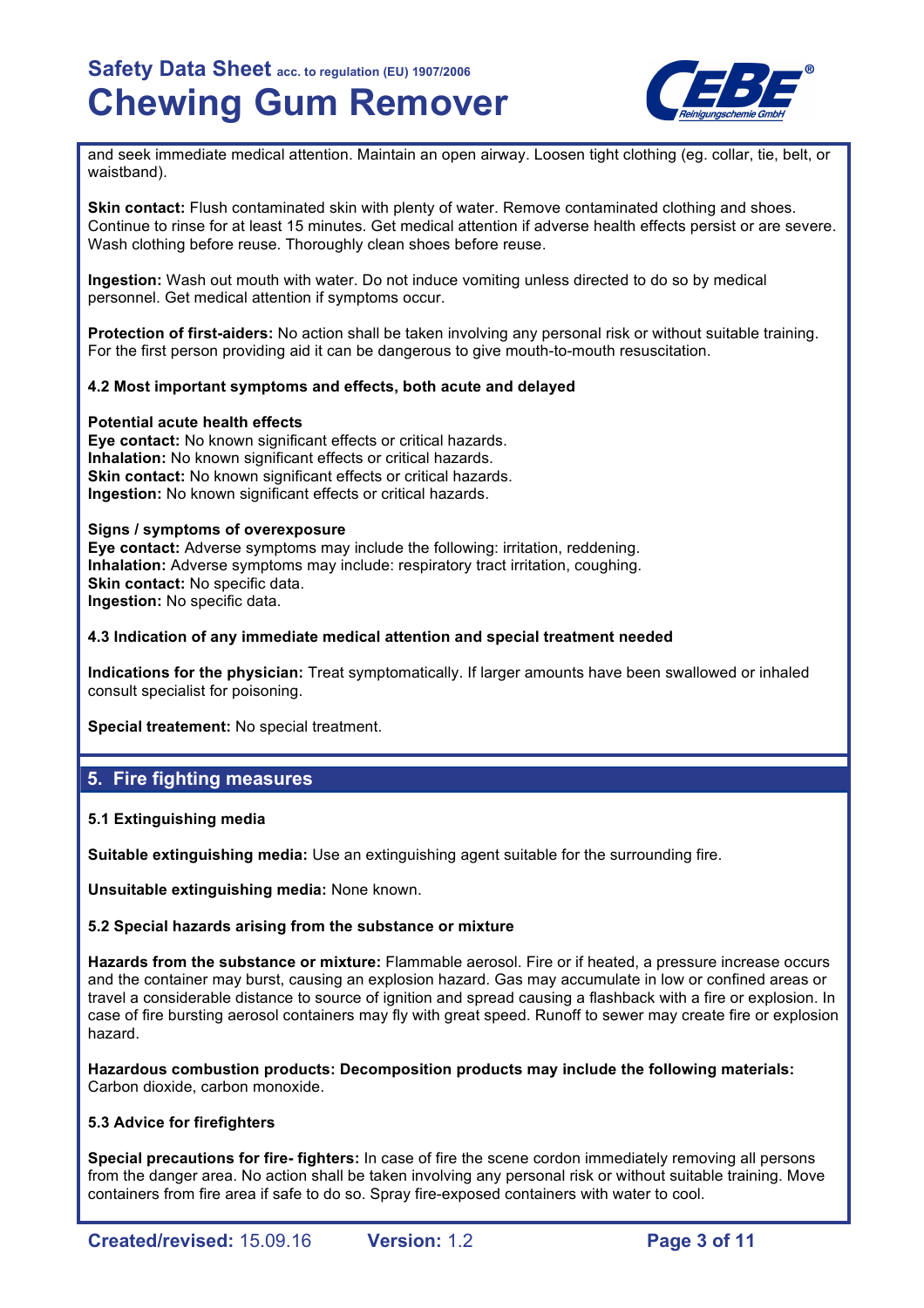and seek immediate medical attention. Maintain an open airway. Loosen tight clothing (eg. collar, tie, belt, or waistband).

**Skin contact:** Flush contaminated skin with plenty of water. Remove contaminated clothing and shoes. Continue to rinse for at least 15 minutes. Get medical attention if adverse health effects persist or are severe. Wash clothing before reuse. Thoroughly clean shoes before reuse.

**Ingestion:** Wash out mouth with water. Do not induce vomiting unless directed to do so by medical personnel. Get medical attention if symptoms occur.

**Protection of first-aiders:** No action shall be taken involving any personal risk or without suitable training. For the first person providing aid it can be dangerous to give mouth-to-mouth resuscitation.

### 4.2 Most important symptoms and effects, both acute and delayed

**Potential acute health effects**
**Eye contact:** No known significant effects or critical hazards.
**Inhalation:** No known significant effects or critical hazards.
**Skin contact:** No known significant effects or critical hazards.
**Ingestion:** No known significant effects or critical hazards.

**Signs / symptoms of overexposure**
**Eye contact:** Adverse symptoms may include the following: irritation, reddening.
**Inhalation:** Adverse symptoms may include: respiratory tract irritation, coughing.
**Skin contact:** No specific data.
**Ingestion:** No specific data.

### 4.3 Indication of any immediate medical attention and special treatment needed

**Indications for the physician:** Treat symptomatically. If larger amounts have been swallowed or inhaled consult specialist for poisoning.

**Special treatement:** No special treatment.

## 5. Fire fighting measures

### 5.1 Extinguishing media

**Suitable extinguishing media:** Use an extinguishing agent suitable for the surrounding fire.

**Unsuitable extinguishing media:** None known.

### 5.2 Special hazards arising from the substance or mixture

**Hazards from the substance or mixture:** Flammable aerosol. Fire or if heated, a pressure increase occurs and the container may burst, causing an explosion hazard. Gas may accumulate in low or confined areas or travel a considerable distance to source of ignition and spread causing a flashback with a fire or explosion. In case of fire bursting aerosol containers may fly with great speed. Runoff to sewer may create fire or explosion hazard.

**Hazardous combustion products: Decomposition products may include the following materials:** Carbon dioxide, carbon monoxide.

### 5.3 Advice for firefighters

**Special precautions for fire- fighters:** In case of fire the scene cordon immediately removing all persons from the danger area. No action shall be taken involving any personal risk or without suitable training. Move containers from fire area if safe to do so. Spray fire-exposed containers with water to cool.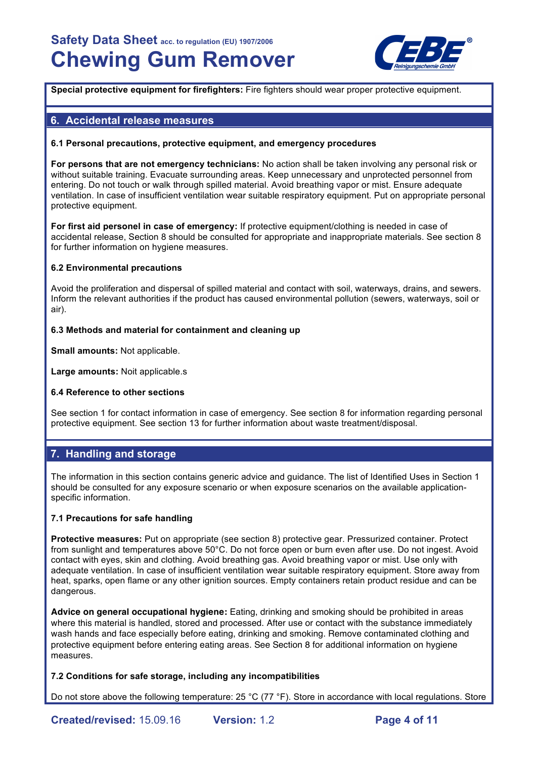**Special protective equipment for firefighters:** Fire fighters should wear proper protective equipment.

## 6. Accidental release measures

**6.1 Personal precautions, protective equipment, and emergency procedures**

**For persons that are not emergency technicians:** No action shall be taken involving any personal risk or without suitable training. Evacuate surrounding areas. Keep unnecessary and unprotected personnel from entering. Do not touch or walk through spilled material. Avoid breathing vapor or mist. Ensure adequate ventilation. In case of insufficient ventilation wear suitable respiratory equipment. Put on appropriate personal protective equipment.

**For first aid personel in case of emergency:** If protective equipment/clothing is needed in case of accidental release, Section 8 should be consulted for appropriate and inappropriate materials. See section 8 for further information on hygiene measures.

**6.2 Environmental precautions**

Avoid the proliferation and dispersal of spilled material and contact with soil, waterways, drains, and sewers. Inform the relevant authorities if the product has caused environmental pollution (sewers, waterways, soil or air).

**6.3 Methods and material for containment and cleaning up**

**Small amounts:** Not applicable.

**Large amounts:** Noit applicable.s

**6.4 Reference to other sections**

See section 1 for contact information in case of emergency. See section 8 for information regarding personal protective equipment. See section 13 for further information about waste treatment/disposal.

## 7. Handling and storage

The information in this section contains generic advice and guidance. The list of Identified Uses in Section 1 should be consulted for any exposure scenario or when exposure scenarios on the available application-specific information.

**7.1 Precautions for safe handling**

**Protective measures:** Put on appropriate (see section 8) protective gear. Pressurized container. Protect from sunlight and temperatures above 50°C. Do not force open or burn even after use. Do not ingest. Avoid contact with eyes, skin and clothing. Avoid breathing gas. Avoid breathing vapor or mist. Use only with adequate ventilation. In case of insufficient ventilation wear suitable respiratory equipment. Store away from heat, sparks, open flame or any other ignition sources. Empty containers retain product residue and can be dangerous.

**Advice on general occupational hygiene:** Eating, drinking and smoking should be prohibited in areas where this material is handled, stored and processed. After use or contact with the substance immediately wash hands and face especially before eating, drinking and smoking. Remove contaminated clothing and protective equipment before entering eating areas. See Section 8 for additional information on hygiene measures.

**7.2 Conditions for safe storage, including any incompatibilities**

Do not store above the following temperature: 25 °C (77 °F). Store in accordance with local regulations. Store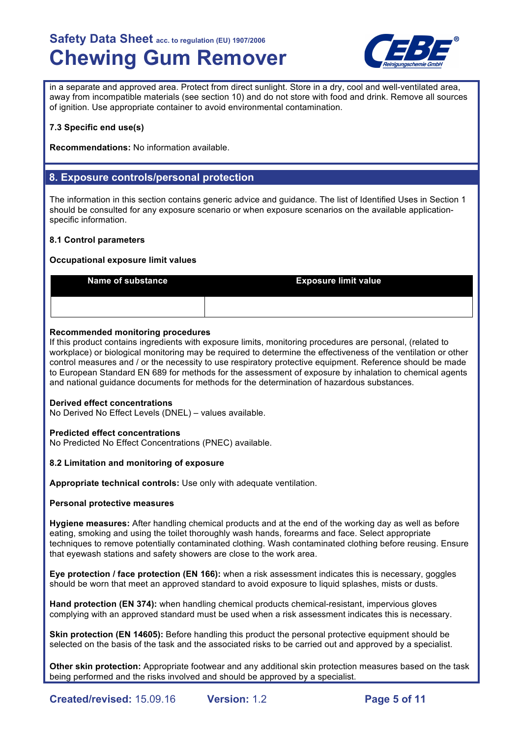in a separate and approved area. Protect from direct sunlight. Store in a dry, cool and well-ventilated area, away from incompatible materials (see section 10) and do not store with food and drink. Remove all sources of ignition. Use appropriate container to avoid environmental contamination.

**7.3 Specific end use(s)**

**Recommendations:** No information available.

## 8. Exposure controls/personal protection

The information in this section contains generic advice and guidance. The list of Identified Uses in Section 1 should be consulted for any exposure scenario or when exposure scenarios on the available application-specific information.

**8.1 Control parameters**

**Occupational exposure limit values**

| Name of substance | Exposure limit value |
|---|---|
| | |

**Recommended monitoring procedures**
If this product contains ingredients with exposure limits, monitoring procedures are personal, (related to workplace) or biological monitoring may be required to determine the effectiveness of the ventilation or other control measures and / or the necessity to use respiratory protective equipment. Reference should be made to European Standard EN 689 for methods for the assessment of exposure by inhalation to chemical agents and national guidance documents for methods for the determination of hazardous substances.

**Derived effect concentrations**
No Derived No Effect Levels (DNEL) – values available.

**Predicted effect concentrations**
No Predicted No Effect Concentrations (PNEC) available.

**8.2 Limitation and monitoring of exposure**

**Appropriate technical controls:** Use only with adequate ventilation.

**Personal protective measures**

**Hygiene measures:** After handling chemical products and at the end of the working day as well as before eating, smoking and using the toilet thoroughly wash hands, forearms and face. Select appropriate techniques to remove potentially contaminated clothing. Wash contaminated clothing before reusing. Ensure that eyewash stations and safety showers are close to the work area.

**Eye protection / face protection (EN 166):** when a risk assessment indicates this is necessary, goggles should be worn that meet an approved standard to avoid exposure to liquid splashes, mists or dusts.

**Hand protection (EN 374):** when handling chemical products chemical-resistant, impervious gloves complying with an approved standard must be used when a risk assessment indicates this is necessary.

**Skin protection (EN 14605):** Before handling this product the personal protective equipment should be selected on the basis of the task and the associated risks to be carried out and approved by a specialist.

**Other skin protection:** Appropriate footwear and any additional skin protection measures based on the task being performed and the risks involved and should be approved by a specialist.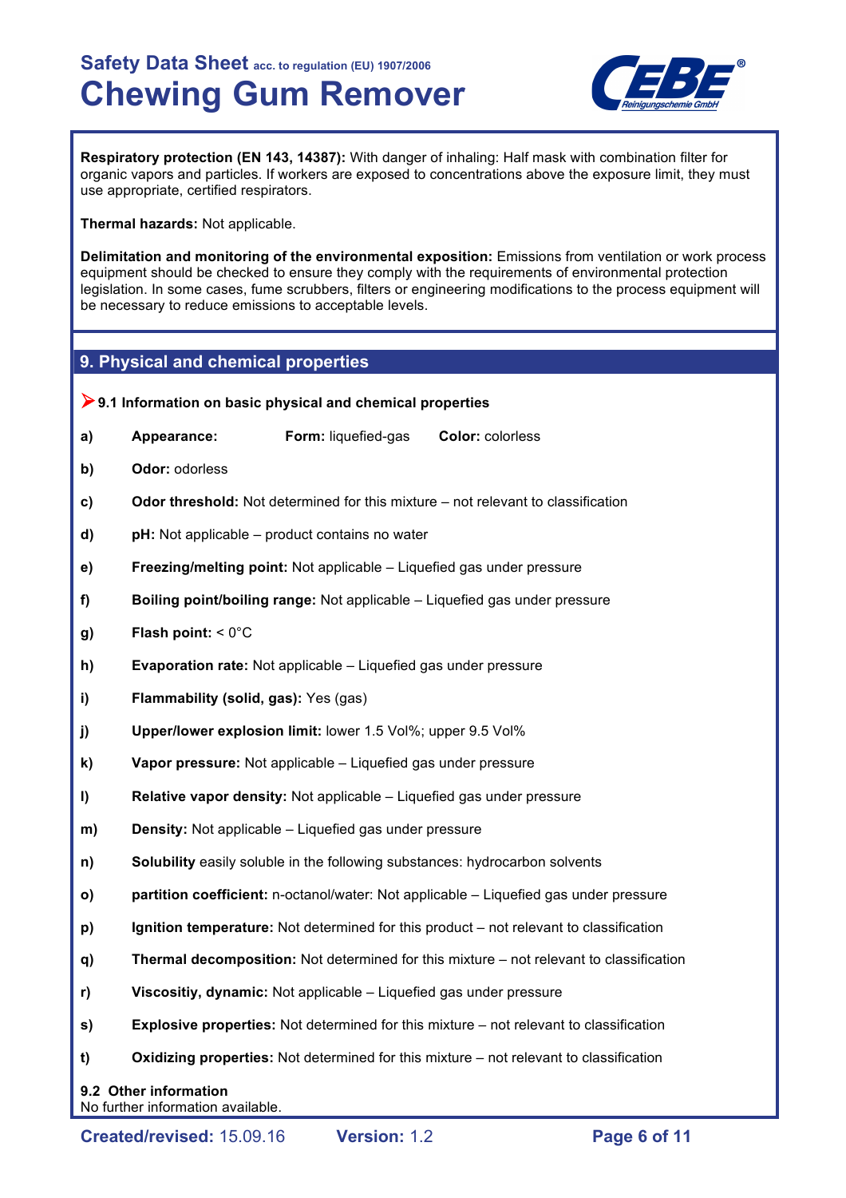**Respiratory protection (EN 143, 14387):** With danger of inhaling: Half mask with combination filter for organic vapors and particles. If workers are exposed to concentrations above the exposure limit, they must use appropriate, certified respirators.

**Thermal hazards:** Not applicable.

**Delimitation and monitoring of the environmental exposition:** Emissions from ventilation or work process equipment should be checked to ensure they comply with the requirements of environmental protection legislation. In some cases, fume scrubbers, filters or engineering modifications to the process equipment will be necessary to reduce emissions to acceptable levels.

## 9. Physical and chemical properties

### 9.1 Information on basic physical and chemical properties

**a)** **Appearance:** **Form:** liquefied-gas **Color:** colorless

**b)** **Odor:** odorless

**c)** **Odor threshold:** Not determined for this mixture – not relevant to classification

**d)** **pH:** Not applicable – product contains no water

**e)** **Freezing/melting point:** Not applicable – Liquefied gas under pressure

**f)** **Boiling point/boiling range:** Not applicable – Liquefied gas under pressure

**g)** **Flash point:** < 0°C

**h)** **Evaporation rate:** Not applicable – Liquefied gas under pressure

**i)** **Flammability (solid, gas):** Yes (gas)

**j)** **Upper/lower explosion limit:** lower 1.5 Vol%; upper 9.5 Vol%

**k)** **Vapor pressure:** Not applicable – Liquefied gas under pressure

**l)** **Relative vapor density:** Not applicable – Liquefied gas under pressure

**m)** **Density:** Not applicable – Liquefied gas under pressure

**n)** **Solubility** easily soluble in the following substances: hydrocarbon solvents

**o)** **partition coefficient:** n-octanol/water: Not applicable – Liquefied gas under pressure

**p)** **Ignition temperature:** Not determined for this product – not relevant to classification

**q)** **Thermal decomposition:** Not determined for this mixture – not relevant to classification

**r)** **Viscositiy, dynamic:** Not applicable – Liquefied gas under pressure

**s)** **Explosive properties:** Not determined for this mixture – not relevant to classification

**t)** **Oxidizing properties:** Not determined for this mixture – not relevant to classification

### 9.2 Other information

No further information available.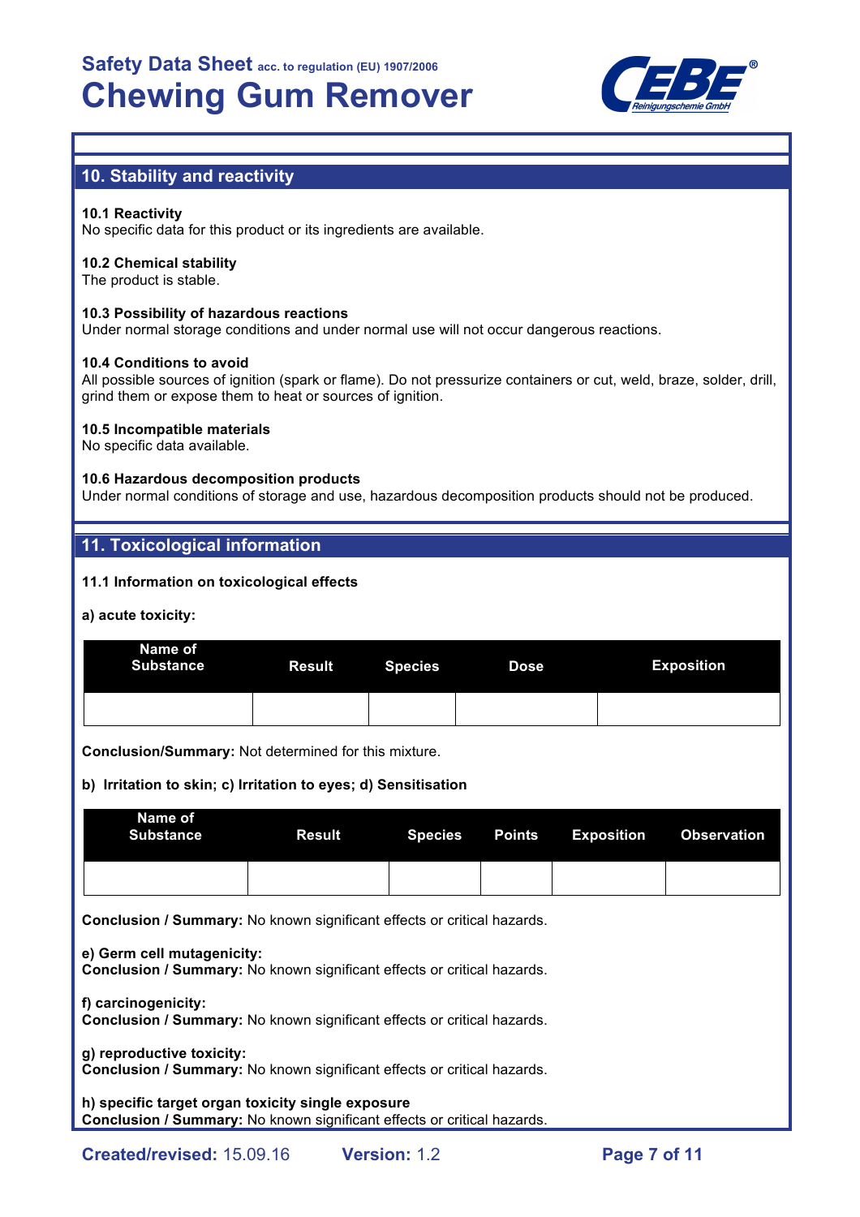## 10. Stability and reactivity

**10.1 Reactivity**
No specific data for this product or its ingredients are available.

**10.2 Chemical stability**
The product is stable.

**10.3 Possibility of hazardous reactions**
Under normal storage conditions and under normal use will not occur dangerous reactions.

**10.4 Conditions to avoid**
All possible sources of ignition (spark or flame). Do not pressurize containers or cut, weld, braze, solder, drill, grind them or expose them to heat or sources of ignition.

**10.5 Incompatible materials**
No specific data available.

**10.6 Hazardous decomposition products**
Under normal conditions of storage and use, hazardous decomposition products should not be produced.

## 11. Toxicological information

**11.1 Information on toxicological effects**

**a) acute toxicity:**

| Name of Substance | Result | Species | Dose | Exposition |
| --- | --- | --- | --- | --- |
| | | | | |

**Conclusion/Summary:** Not determined for this mixture.

**b) Irritation to skin; c) Irritation to eyes; d) Sensitisation**

| Name of Substance | Result | Species | Points | Exposition | Observation |
| --- | --- | --- | --- | --- | --- |
| | | | | | |

**Conclusion / Summary:** No known significant effects or critical hazards.

**e) Germ cell mutagenicity:**
**Conclusion / Summary:** No known significant effects or critical hazards.

**f) carcinogenicity:**
**Conclusion / Summary:** No known significant effects or critical hazards.

**g) reproductive toxicity:**
**Conclusion / Summary:** No known significant effects or critical hazards.

**h) specific target organ toxicity single exposure**
**Conclusion / Summary:** No known significant effects or critical hazards.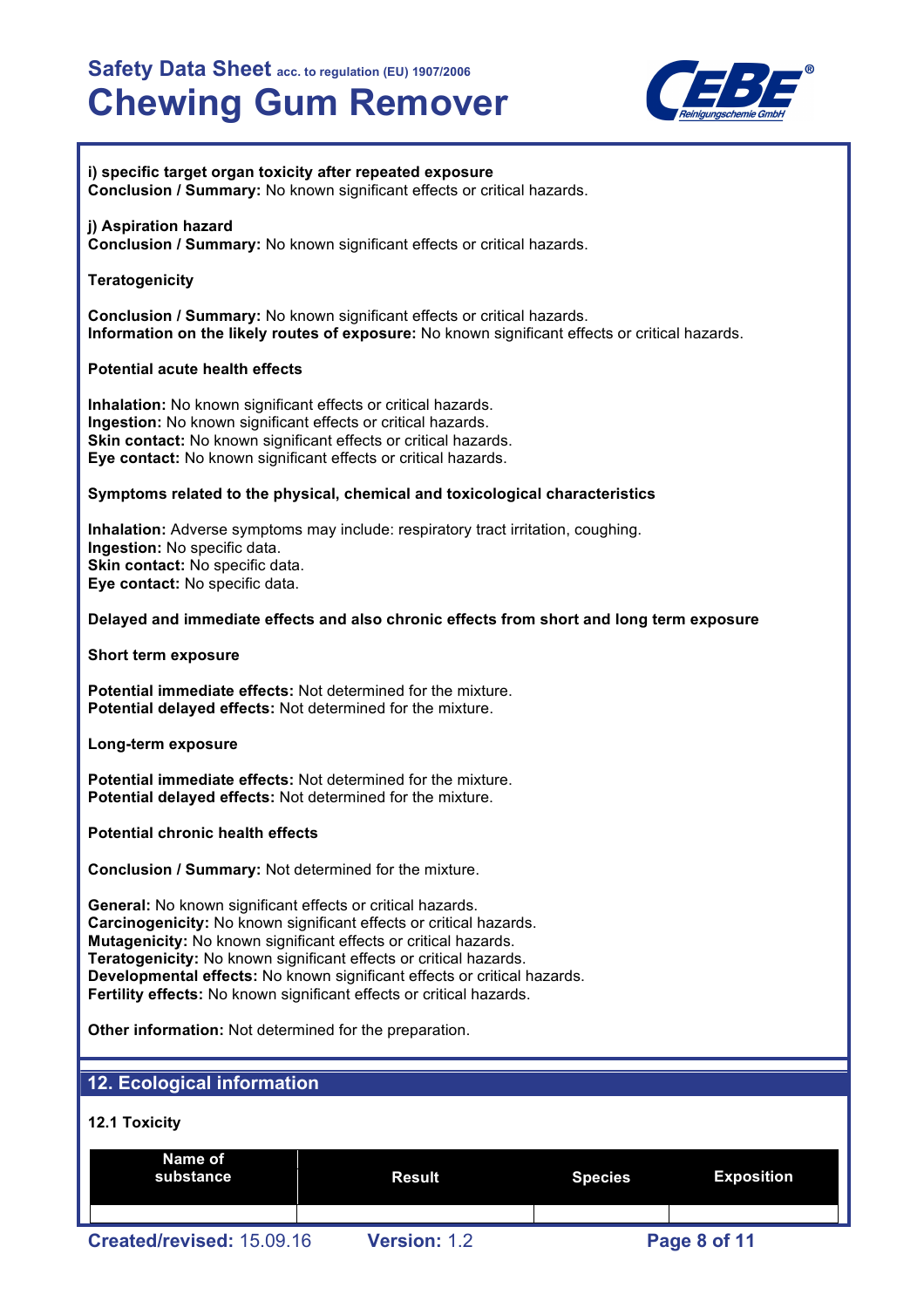**i) specific target organ toxicity after repeated exposure**
**Conclusion / Summary:** No known significant effects or critical hazards.

**j) Aspiration hazard**
**Conclusion / Summary:** No known significant effects or critical hazards.

**Teratogenicity**

**Conclusion / Summary:** No known significant effects or critical hazards.
**Information on the likely routes of exposure:** No known significant effects or critical hazards.

**Potential acute health effects**

**Inhalation:** No known significant effects or critical hazards.
**Ingestion:** No known significant effects or critical hazards.
**Skin contact:** No known significant effects or critical hazards.
**Eye contact:** No known significant effects or critical hazards.

**Symptoms related to the physical, chemical and toxicological characteristics**

**Inhalation:** Adverse symptoms may include: respiratory tract irritation, coughing.
**Ingestion:** No specific data.
**Skin contact:** No specific data.
**Eye contact:** No specific data.

**Delayed and immediate effects and also chronic effects from short and long term exposure**

**Short term exposure**

**Potential immediate effects:** Not determined for the mixture.
**Potential delayed effects:** Not determined for the mixture.

**Long-term exposure**

**Potential immediate effects:** Not determined for the mixture.
**Potential delayed effects:** Not determined for the mixture.

**Potential chronic health effects**

**Conclusion / Summary:** Not determined for the mixture.

**General:** No known significant effects or critical hazards.
**Carcinogenicity:** No known significant effects or critical hazards.
**Mutagenicity:** No known significant effects or critical hazards.
**Teratogenicity:** No known significant effects or critical hazards.
**Developmental effects:** No known significant effects or critical hazards.
**Fertility effects:** No known significant effects or critical hazards.

**Other information:** Not determined for the preparation.

## 12. Ecological information

**12.1 Toxicity**

| Name of substance | Result | Species | Exposition |
|---|---|---|---|
| | | | |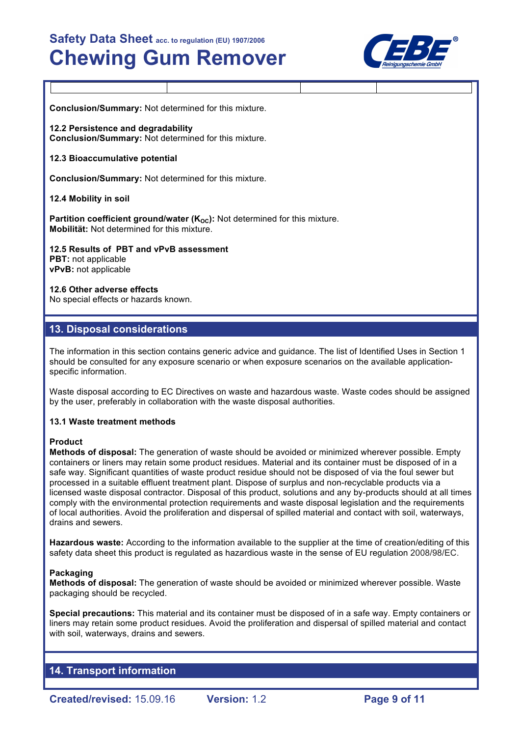| | | | |
|---|---|---|---|

**Conclusion/Summary:** Not determined for this mixture.

**12.2 Persistence and degradability**
**Conclusion/Summary:** Not determined for this mixture.

**12.3 Bioaccumulative potential**

**Conclusion/Summary:** Not determined for this mixture.

**12.4 Mobility in soil**

**Partition coefficient ground/water ($K_{OC}$):** Not determined for this mixture.
**Mobilität:** Not determined for this mixture.

**12.5 Results of PBT and vPvB assessment**
**PBT:** not applicable
**vPvB:** not applicable

**12.6 Other adverse effects**
No special effects or hazards known.

## 13. Disposal considerations

The information in this section contains generic advice and guidance. The list of Identified Uses in Section 1 should be consulted for any exposure scenario or when exposure scenarios on the available application-specific information.

Waste disposal according to EC Directives on waste and hazardous waste. Waste codes should be assigned by the user, preferably in collaboration with the waste disposal authorities.

**13.1 Waste treatment methods**

**Product**
**Methods of disposal:** The generation of waste should be avoided or minimized wherever possible. Empty containers or liners may retain some product residues. Material and its container must be disposed of in a safe way. Significant quantities of waste product residue should not be disposed of via the foul sewer but processed in a suitable effluent treatment plant. Dispose of surplus and non-recyclable products via a licensed waste disposal contractor. Disposal of this product, solutions and any by-products should at all times comply with the environmental protection requirements and waste disposal legislation and the requirements of local authorities. Avoid the proliferation and dispersal of spilled material and contact with soil, waterways, drains and sewers.

**Hazardous waste:** According to the information available to the supplier at the time of creation/editing of this safety data sheet this product is regulated as hazardious waste in the sense of EU regulation 2008/98/EC.

**Packaging**
**Methods of disposal:** The generation of waste should be avoided or minimized wherever possible. Waste packaging should be recycled.

**Special precautions:** This material and its container must be disposed of in a safe way. Empty containers or liners may retain some product residues. Avoid the proliferation and dispersal of spilled material and contact with soil, waterways, drains and sewers.

## 14. Transport information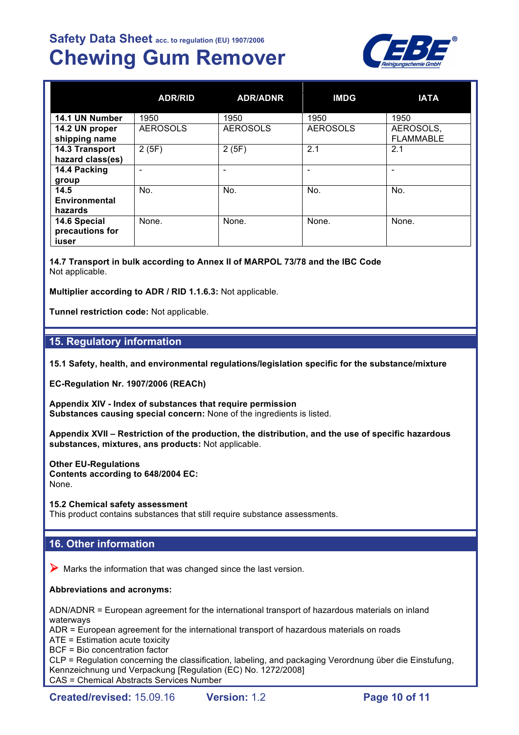| | ADR/RID | ADR/ADNR | IMDG | IATA |
|---|---|---|---|---|
| **14.1 UN Number** | 1950 | 1950 | 1950 | 1950 |
| **14.2 UN proper shipping name** | AEROSOLS | AEROSOLS | AEROSOLS | AEROSOLS, FLAMMABLE |
| **14.3 Transport hazard class(es)** | 2 (5F) | 2 (5F) | 2.1 | 2.1 |
| **14.4 Packing group** | - | - | - | - |
| **14.5 Environmental hazards** | No. | No. | No. | No. |
| **14.6 Special precautions for iuser** | None. | None. | None. | None. |

**14.7 Transport in bulk according to Annex II of MARPOL 73/78 and the IBC Code**
Not applicable.

**Multiplier according to ADR / RID 1.1.6.3:** Not applicable.

**Tunnel restriction code:** Not applicable.

## 15. Regulatory information

**15.1 Safety, health, and environmental regulations/legislation specific for the substance/mixture**

**EC-Regulation Nr. 1907/2006 (REACh)**

**Appendix XIV - Index of substances that require permission**
**Substances causing special concern:** None of the ingredients is listed.

**Appendix XVII – Restriction of the production, the distribution, and the use of specific hazardous substances, mixtures, ans products:** Not applicable.

**Other EU-Regulations**
**Contents according to 648/2004 EC:**
None.

**15.2 Chemical safety assessment**
This product contains substances that still require substance assessments.

## 16. Other information

➤ Marks the information that was changed since the last version.

**Abbreviations and acronyms:**

ADN/ADNR = European agreement for the international transport of hazardous materials on inland waterways
ADR = European agreement for the international transport of hazardous materials on roads
ATE = Estimation acute toxicity
BCF = Bio concentration factor
CLP = Regulation concerning the classification, labeling, and packaging Verordnung über die Einstufung, Kennzeichnung und Verpackung [Regulation (EC) No. 1272/2008]
CAS = Chemical Abstracts Services Number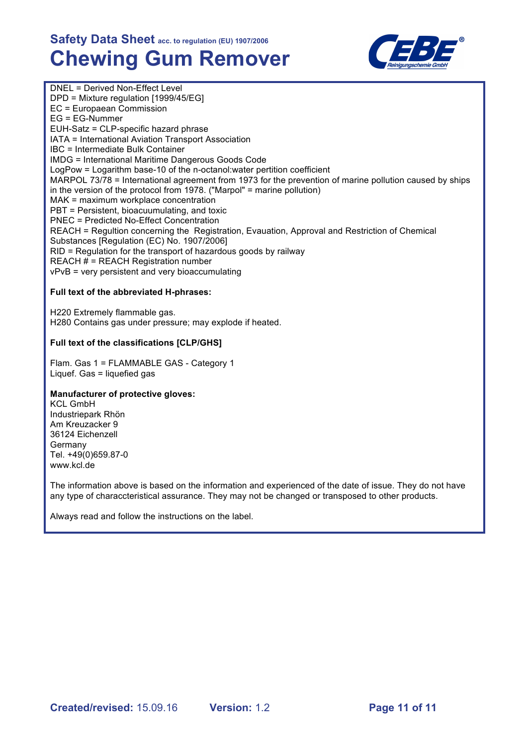DNEL = Derived Non-Effect Level
DPD = Mixture regulation [1999/45/EG]
EC = Europaean Commission
EG = EG-Nummer
EUH-Satz = CLP-specific hazard phrase
IATA = International Aviation Transport Association
IBC = Intermediate Bulk Container
IMDG = International Maritime Dangerous Goods Code
LogPow = Logarithm base-10 of the n-octanol:water pertition coefficient
MARPOL 73/78 = International agreement from 1973 for the prevention of marine pollution caused by ships in the version of the protocol from 1978. ("Marpol" = marine pollution)
MAK = maximum workplace concentration
PBT = Persistent, bioacuumulating, and toxic
PNEC = Predicted No-Effect Concentration
REACH = Regultion concerning the Registration, Evauation, Approval and Restriction of Chemical Substances [Regulation (EC) No. 1907/2006]
RID = Regulation for the transport of hazardous goods by railway
REACH # = REACH Registration number
vPvB = very persistent and very bioaccumulating

**Full text of the abbreviated H-phrases:**

H220 Extremely flammable gas.
H280 Contains gas under pressure; may explode if heated.

**Full text of the classifications [CLP/GHS]**

Flam. Gas 1 = FLAMMABLE GAS - Category 1
Liquef. Gas = liquefied gas

**Manufacturer of protective gloves:**
KCL GmbH
Industriepark Rhön
Am Kreuzacker 9
36124 Eichenzell
Germany
Tel. +49(0)659.87-0
www.kcl.de

The information above is based on the information and experienced of the date of issue. They do not have any type of characcteristical assurance. They may not be changed or transposed to other products.

Always read and follow the instructions on the label.